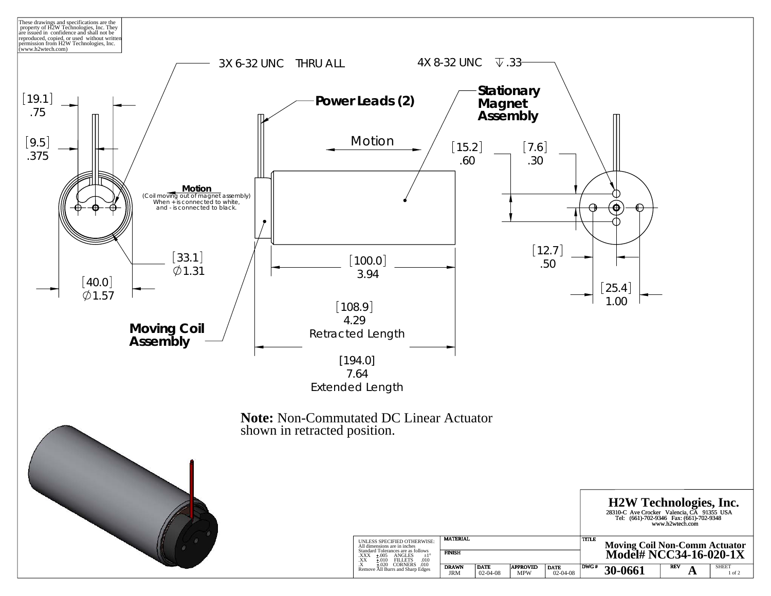These drawings and specifications are the property of H2W Technologies, Inc. They are issued in confidence and shall not be reproduced, copied, or used without written permission from H2W Technologies, Inc. (www.h2wtech.com)

3X 6-32 UNC THRU ALL

4X 8-32 UNC ↧ .33

[19.1] .75

[9.5] .375

**Power Leads (2)**

**Stationary Magnet Assembly**

Motion

**Motion**
(Coil moving out of magnet assembly)
When + is connected to white, and - is connected to black.

[15.2] .60

[7.6] .30

[33.1] ∅1.31

[40.0] ∅1.57

[100.0] 3.94

[12.7] .50

[25.4] 1.00

[108.9] 4.29 Retracted Length

**Moving Coil Assembly**

[194.0] 7.64 Extended Length

**Note:** Non-Commutated DC Linear Actuator shown in retracted position.

**H2W Technologies, Inc.**
28310-C Ave Crocker Valencia, CA 91355 USA
Tel: (661)-702-9346 Fax: (661)-702-9348
www.h2wtech.com

UNLESS SPECIFIED OTHERWISE:
All dimensions are in inches
Standard Tolerances are as follows
.XXX ±.005 ANGLES ±1°
.XX ±.010 FILLETS .010
.X ±.020 CORNERS .010
Remove All Burrs and Sharp Edges

| MATERIAL | | | |
|---|---|---|---|
| FINISH | | | |
| DRAWN JRM | DATE 02-04-08 | APPROVED MPW | DATE 02-04-08 |

TITLE: **Moving Coil Non-Comm Actuator Model# NCC34-16-020-1X**

| DWG # | REV | SHEET |
|---|---|---|
| 30-0661 | A | 1 of 2 |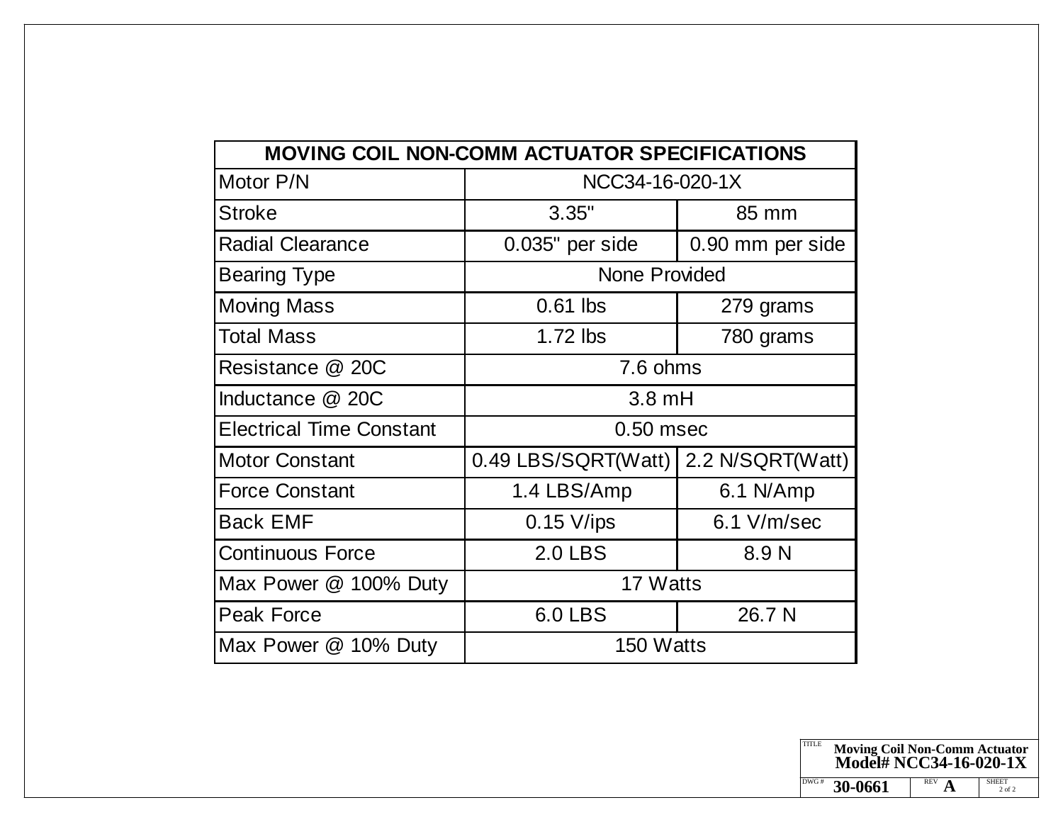| MOVING COIL NON-COMM ACTUATOR SPECIFICATIONS | | |
|---|---|---|
| Motor P/N | NCC34-16-020-1X | |
| Stroke | 3.35" | 85 mm |
| Radial Clearance | 0.035" per side | 0.90 mm per side |
| Bearing Type | None Provided | |
| Moving Mass | 0.61 lbs | 279 grams |
| Total Mass | 1.72 lbs | 780 grams |
| Resistance @ 20C | 7.6 ohms | |
| Inductance @ 20C | 3.8 mH | |
| Electrical Time Constant | 0.50 msec | |
| Motor Constant | 0.49 LBS/SQRT(Watt) | 2.2 N/SQRT(Watt) |
| Force Constant | 1.4 LBS/Amp | 6.1 N/Amp |
| Back EMF | 0.15 V/ips | 6.1 V/m/sec |
| Continuous Force | 2.0 LBS | 8.9 N |
| Max Power @ 100% Duty | 17 Watts | |
| Peak Force | 6.0 LBS | 26.7 N |
| Max Power @ 10% Duty | 150 Watts | |

TITLE **Moving Coil Non-Comm Actuator**
**Model# NCC34-16-020-1X**

DWG # **30-0661** REV **A**